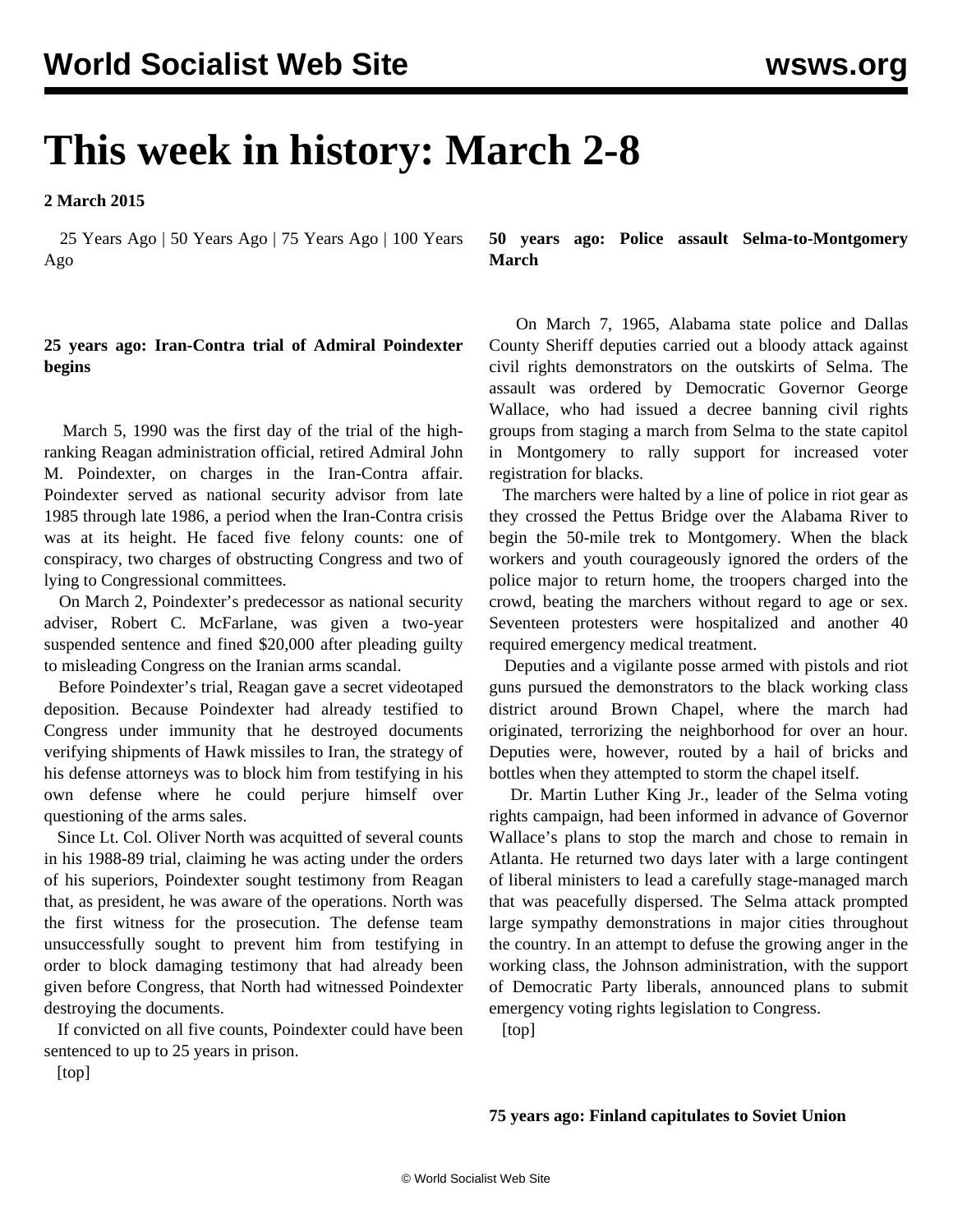# This week in history: March 2-8

**2 March 2015**

25 Years Ago | 50 Years Ago | 75 Years Ago | 100 Years Ago

### 25 years ago: Iran-Contra trial of Admiral Poindexter begins

March 5, 1990 was the first day of the trial of the high-ranking Reagan administration official, retired Admiral John M. Poindexter, on charges in the Iran-Contra affair. Poindexter served as national security advisor from late 1985 through late 1986, a period when the Iran-Contra crisis was at its height. He faced five felony counts: one of conspiracy, two charges of obstructing Congress and two of lying to Congressional committees.

On March 2, Poindexter's predecessor as national security adviser, Robert C. McFarlane, was given a two-year suspended sentence and fined $20,000 after pleading guilty to misleading Congress on the Iranian arms scandal.

Before Poindexter's trial, Reagan gave a secret videotaped deposition. Because Poindexter had already testified to Congress under immunity that he destroyed documents verifying shipments of Hawk missiles to Iran, the strategy of his defense attorneys was to block him from testifying in his own defense where he could perjure himself over questioning of the arms sales.

Since Lt. Col. Oliver North was acquitted of several counts in his 1988-89 trial, claiming he was acting under the orders of his superiors, Poindexter sought testimony from Reagan that, as president, he was aware of the operations. North was the first witness for the prosecution. The defense team unsuccessfully sought to prevent him from testifying in order to block damaging testimony that had already been given before Congress, that North had witnessed Poindexter destroying the documents.

If convicted on all five counts, Poindexter could have been sentenced to up to 25 years in prison.

[top]

### 50 years ago: Police assault Selma-to-Montgomery March

On March 7, 1965, Alabama state police and Dallas County Sheriff deputies carried out a bloody attack against civil rights demonstrators on the outskirts of Selma. The assault was ordered by Democratic Governor George Wallace, who had issued a decree banning civil rights groups from staging a march from Selma to the state capitol in Montgomery to rally support for increased voter registration for blacks.

The marchers were halted by a line of police in riot gear as they crossed the Pettus Bridge over the Alabama River to begin the 50-mile trek to Montgomery. When the black workers and youth courageously ignored the orders of the police major to return home, the troopers charged into the crowd, beating the marchers without regard to age or sex. Seventeen protesters were hospitalized and another 40 required emergency medical treatment.

Deputies and a vigilante posse armed with pistols and riot guns pursued the demonstrators to the black working class district around Brown Chapel, where the march had originated, terrorizing the neighborhood for over an hour. Deputies were, however, routed by a hail of bricks and bottles when they attempted to storm the chapel itself.

Dr. Martin Luther King Jr., leader of the Selma voting rights campaign, had been informed in advance of Governor Wallace's plans to stop the march and chose to remain in Atlanta. He returned two days later with a large contingent of liberal ministers to lead a carefully stage-managed march that was peacefully dispersed. The Selma attack prompted large sympathy demonstrations in major cities throughout the country. In an attempt to defuse the growing anger in the working class, the Johnson administration, with the support of Democratic Party liberals, announced plans to submit emergency voting rights legislation to Congress.

[top]

### 75 years ago: Finland capitulates to Soviet Union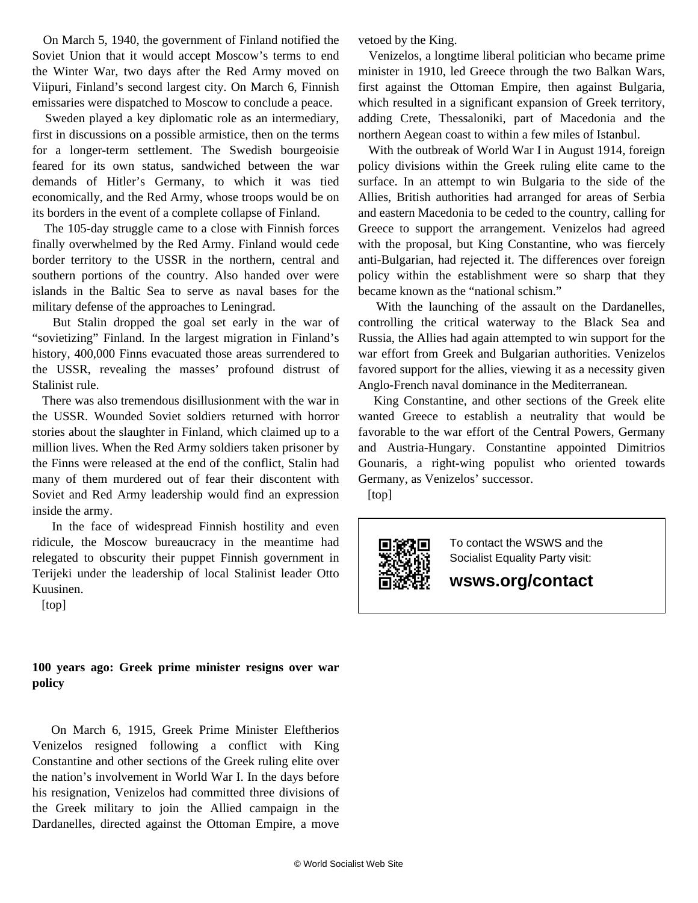On March 5, 1940, the government of Finland notified the Soviet Union that it would accept Moscow's terms to end the Winter War, two days after the Red Army moved on Viipuri, Finland's second largest city. On March 6, Finnish emissaries were dispatched to Moscow to conclude a peace.

Sweden played a key diplomatic role as an intermediary, first in discussions on a possible armistice, then on the terms for a longer-term settlement. The Swedish bourgeoisie feared for its own status, sandwiched between the war demands of Hitler's Germany, to which it was tied economically, and the Red Army, whose troops would be on its borders in the event of a complete collapse of Finland.

The 105-day struggle came to a close with Finnish forces finally overwhelmed by the Red Army. Finland would cede border territory to the USSR in the northern, central and southern portions of the country. Also handed over were islands in the Baltic Sea to serve as naval bases for the military defense of the approaches to Leningrad.

But Stalin dropped the goal set early in the war of "sovietizing" Finland. In the largest migration in Finland's history, 400,000 Finns evacuated those areas surrendered to the USSR, revealing the masses' profound distrust of Stalinist rule.

There was also tremendous disillusionment with the war in the USSR. Wounded Soviet soldiers returned with horror stories about the slaughter in Finland, which claimed up to a million lives. When the Red Army soldiers taken prisoner by the Finns were released at the end of the conflict, Stalin had many of them murdered out of fear their discontent with Soviet and Red Army leadership would find an expression inside the army.

In the face of widespread Finnish hostility and even ridicule, the Moscow bureaucracy in the meantime had relegated to obscurity their puppet Finnish government in Terijeki under the leadership of local Stalinist leader Otto Kuusinen.

[top]

**100 years ago: Greek prime minister resigns over war policy**

On March 6, 1915, Greek Prime Minister Eleftherios Venizelos resigned following a conflict with King Constantine and other sections of the Greek ruling elite over the nation's involvement in World War I. In the days before his resignation, Venizelos had committed three divisions of the Greek military to join the Allied campaign in the Dardanelles, directed against the Ottoman Empire, a move vetoed by the King.

Venizelos, a longtime liberal politician who became prime minister in 1910, led Greece through the two Balkan Wars, first against the Ottoman Empire, then against Bulgaria, which resulted in a significant expansion of Greek territory, adding Crete, Thessaloniki, part of Macedonia and the northern Aegean coast to within a few miles of Istanbul.

With the outbreak of World War I in August 1914, foreign policy divisions within the Greek ruling elite came to the surface. In an attempt to win Bulgaria to the side of the Allies, British authorities had arranged for areas of Serbia and eastern Macedonia to be ceded to the country, calling for Greece to support the arrangement. Venizelos had agreed with the proposal, but King Constantine, who was fiercely anti-Bulgarian, had rejected it. The differences over foreign policy within the establishment were so sharp that they became known as the "national schism."

With the launching of the assault on the Dardanelles, controlling the critical waterway to the Black Sea and Russia, the Allies had again attempted to win support for the war effort from Greek and Bulgarian authorities. Venizelos favored support for the allies, viewing it as a necessity given Anglo-French naval dominance in the Mediterranean.

King Constantine, and other sections of the Greek elite wanted Greece to establish a neutrality that would be favorable to the war effort of the Central Powers, Germany and Austria-Hungary. Constantine appointed Dimitrios Gounaris, a right-wing populist who oriented towards Germany, as Venizelos' successor.

[top]

To contact the WSWS and the Socialist Equality Party visit:

**wsws.org/contact**